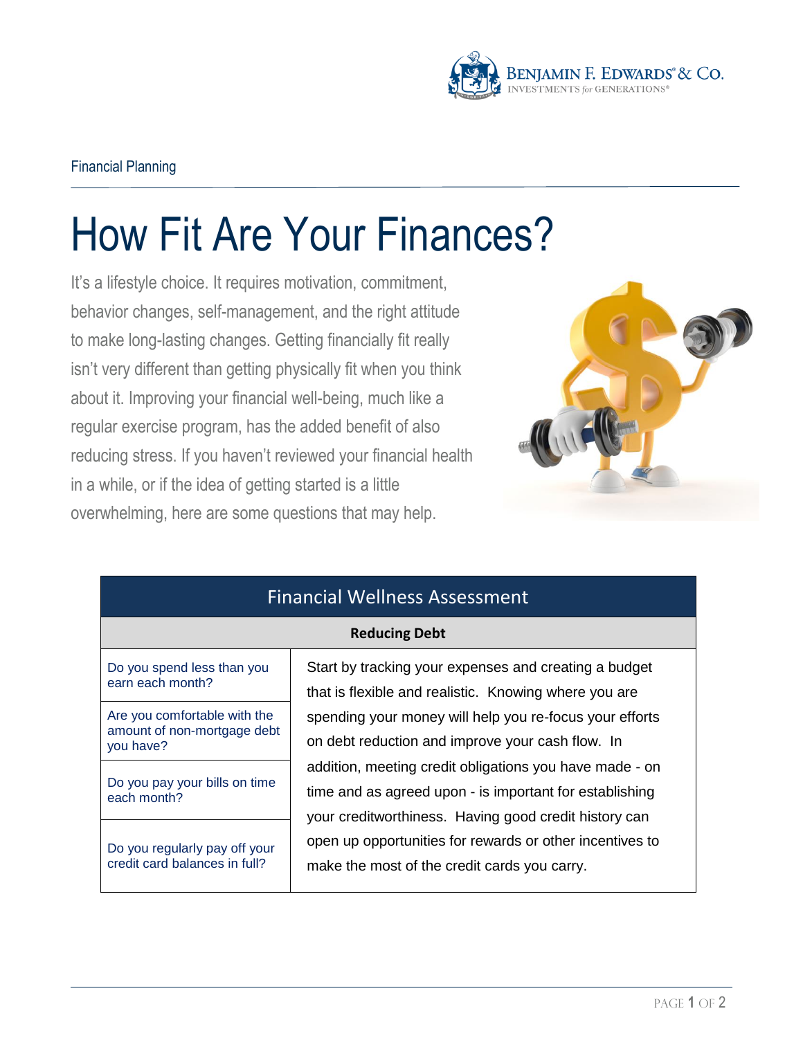Financial Planning

# How Fit Are Your Finances?

It's a lifestyle choice. It requires motivation, commitment, behavior changes, self-management, and the right attitude to make long-lasting changes. Getting financially fit really isn't very different than getting physically fit when you think about it. Improving your financial well-being, much like a regular exercise program, has the added benefit of also reducing stress. If you haven't reviewed your financial health in a while, or if the idea of getting started is a little overwhelming, here are some questions that may help.

| Financial Wellness Assessment | |
|---|---|
| **Reducing Debt** | |
| Do you spend less than you earn each month? | Start by tracking your expenses and creating a budget that is flexible and realistic. Knowing where you are spending your money will help you re-focus your efforts on debt reduction and improve your cash flow. In addition, meeting credit obligations you have made - on time and as agreed upon - is important for establishing your creditworthiness. Having good credit history can open up opportunities for rewards or other incentives to make the most of the credit cards you carry. |
| Are you comfortable with the amount of non-mortgage debt you have? | |
| Do you pay your bills on time each month? | |
| Do you regularly pay off your credit card balances in full? | |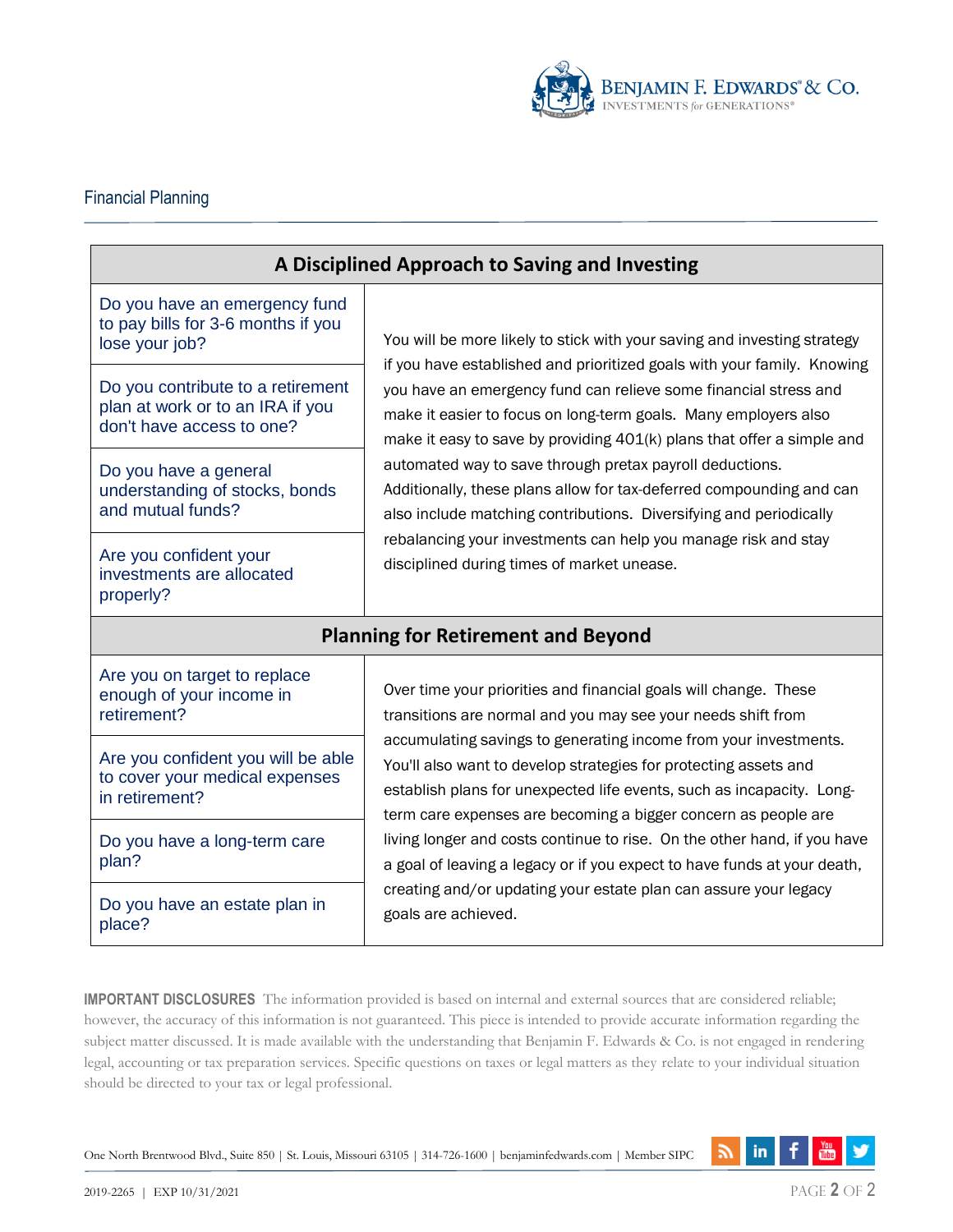Financial Planning

| A Disciplined Approach to Saving and Investing | |
|---|---|
| Do you have an emergency fund to pay bills for 3-6 months if you lose your job? | You will be more likely to stick with your saving and investing strategy if you have established and prioritized goals with your family. Knowing you have an emergency fund can relieve some financial stress and make it easier to focus on long-term goals. Many employers also make it easy to save by providing 401(k) plans that offer a simple and automated way to save through pretax payroll deductions. Additionally, these plans allow for tax-deferred compounding and can also include matching contributions. Diversifying and periodically rebalancing your investments can help you manage risk and stay disciplined during times of market unease. |
| Do you contribute to a retirement plan at work or to an IRA if you don't have access to one? | |
| Do you have a general understanding of stocks, bonds and mutual funds? | |
| Are you confident your investments are allocated properly? | |

| Planning for Retirement and Beyond | |
|---|---|
| Are you on target to replace enough of your income in retirement? | Over time your priorities and financial goals will change. These transitions are normal and you may see your needs shift from accumulating savings to generating income from your investments. You'll also want to develop strategies for protecting assets and establish plans for unexpected life events, such as incapacity. Long-term care expenses are becoming a bigger concern as people are living longer and costs continue to rise. On the other hand, if you have a goal of leaving a legacy or if you expect to have funds at your death, creating and/or updating your estate plan can assure your legacy goals are achieved. |
| Are you confident you will be able to cover your medical expenses in retirement? | |
| Do you have a long-term care plan? | |
| Do you have an estate plan in place? | |

**IMPORTANT DISCLOSURES** The information provided is based on internal and external sources that are considered reliable; however, the accuracy of this information is not guaranteed. This piece is intended to provide accurate information regarding the subject matter discussed. It is made available with the understanding that Benjamin F. Edwards & Co. is not engaged in rendering legal, accounting or tax preparation services. Specific questions on taxes or legal matters as they relate to your individual situation should be directed to your tax or legal professional.

One North Brentwood Blvd., Suite 850 | St. Louis, Missouri 63105 | 314-726-1600 | benjaminfedwards.com | Member SIPC

2019-2265 | EXP 10/31/2021